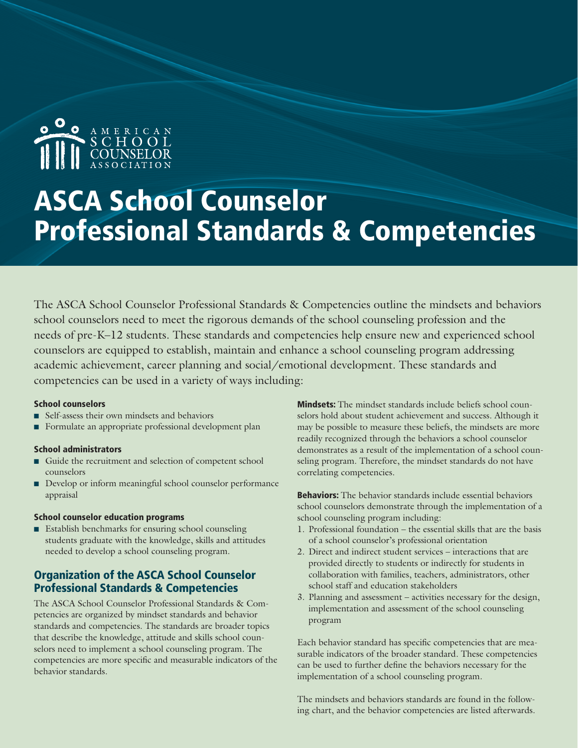AMERICAN SCHOOL COUNSELOR ASSOCIATION

# ASCA School Counselor Professional Standards & Competencies

The ASCA School Counselor Professional Standards & Competencies outline the mindsets and behaviors school counselors need to meet the rigorous demands of the school counseling profession and the needs of pre-K–12 students. These standards and competencies help ensure new and experienced school counselors are equipped to establish, maintain and enhance a school counseling program addressing academic achievement, career planning and social/emotional development. These standards and competencies can be used in a variety of ways including:

#### School counselors

- Self-assess their own mindsets and behaviors
- Formulate an appropriate professional development plan

#### School administrators

- Guide the recruitment and selection of competent school counselors
- Develop or inform meaningful school counselor performance appraisal

#### School counselor education programs

- Establish benchmarks for ensuring school counseling students graduate with the knowledge, skills and attitudes needed to develop a school counseling program.

## Organization of the ASCA School Counselor Professional Standards & Competencies

The ASCA School Counselor Professional Standards & Competencies are organized by mindset standards and behavior standards and competencies. The standards are broader topics that describe the knowledge, attitude and skills school counselors need to implement a school counseling program. The competencies are more specific and measurable indicators of the behavior standards.

**Mindsets:** The mindset standards include beliefs school counselors hold about student achievement and success. Although it may be possible to measure these beliefs, the mindsets are more readily recognized through the behaviors a school counselor demonstrates as a result of the implementation of a school counseling program. Therefore, the mindset standards do not have correlating competencies.

**Behaviors:** The behavior standards include essential behaviors school counselors demonstrate through the implementation of a school counseling program including:

1. Professional foundation – the essential skills that are the basis of a school counselor's professional orientation
2. Direct and indirect student services – interactions that are provided directly to students or indirectly for students in collaboration with families, teachers, administrators, other school staff and education stakeholders
3. Planning and assessment – activities necessary for the design, implementation and assessment of the school counseling program

Each behavior standard has specific competencies that are measurable indicators of the broader standard. These competencies can be used to further define the behaviors necessary for the implementation of a school counseling program.

The mindsets and behaviors standards are found in the following chart, and the behavior competencies are listed afterwards.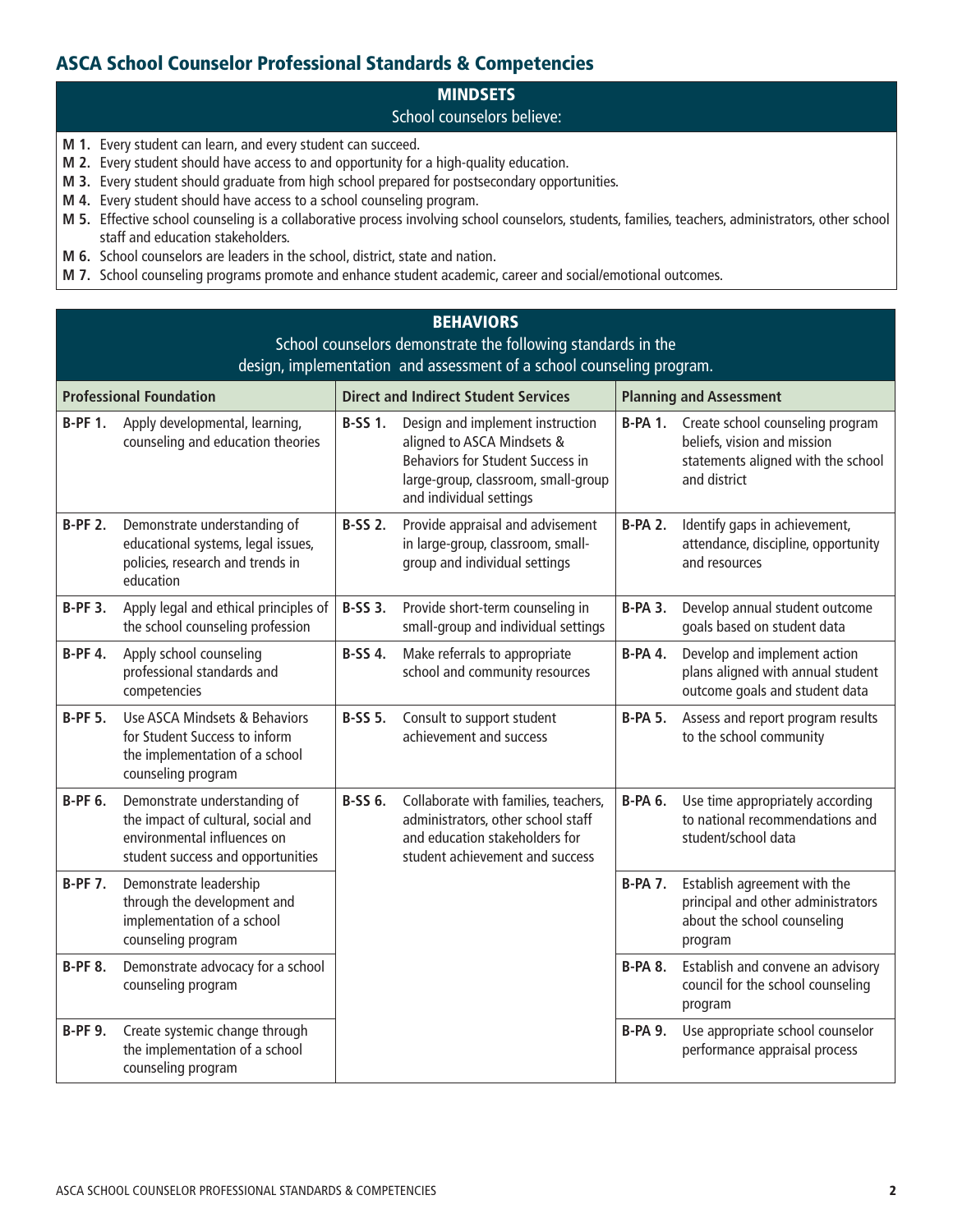## ASCA School Counselor Professional Standards & Competencies

### MINDSETS

School counselors believe:

- **M 1.** Every student can learn, and every student can succeed.
- **M 2.** Every student should have access to and opportunity for a high-quality education.
- **M 3.** Every student should graduate from high school prepared for postsecondary opportunities.
- **M 4.** Every student should have access to a school counseling program.
- **M 5.** Effective school counseling is a collaborative process involving school counselors, students, families, teachers, administrators, other school staff and education stakeholders.
- **M 6.** School counselors are leaders in the school, district, state and nation.
- **M 7.** School counseling programs promote and enhance student academic, career and social/emotional outcomes.

### BEHAVIORS

School counselors demonstrate the following standards in the design, implementation and assessment of a school counseling program.

| Professional Foundation | | Direct and Indirect Student Services | | Planning and Assessment | |
|---|---|---|---|---|---|
| **B-PF 1.** | Apply developmental, learning, counseling and education theories | **B-SS 1.** | Design and implement instruction aligned to ASCA Mindsets & Behaviors for Student Success in large-group, classroom, small-group and individual settings | **B-PA 1.** | Create school counseling program beliefs, vision and mission statements aligned with the school and district |
| **B-PF 2.** | Demonstrate understanding of educational systems, legal issues, policies, research and trends in education | **B-SS 2.** | Provide appraisal and advisement in large-group, classroom, small-group and individual settings | **B-PA 2.** | Identify gaps in achievement, attendance, discipline, opportunity and resources |
| **B-PF 3.** | Apply legal and ethical principles of the school counseling profession | **B-SS 3.** | Provide short-term counseling in small-group and individual settings | **B-PA 3.** | Develop annual student outcome goals based on student data |
| **B-PF 4.** | Apply school counseling professional standards and competencies | **B-SS 4.** | Make referrals to appropriate school and community resources | **B-PA 4.** | Develop and implement action plans aligned with annual student outcome goals and student data |
| **B-PF 5.** | Use ASCA Mindsets & Behaviors for Student Success to inform the implementation of a school counseling program | **B-SS 5.** | Consult to support student achievement and success | **B-PA 5.** | Assess and report program results to the school community |
| **B-PF 6.** | Demonstrate understanding of the impact of cultural, social and environmental influences on student success and opportunities | **B-SS 6.** | Collaborate with families, teachers, administrators, other school staff and education stakeholders for student achievement and success | **B-PA 6.** | Use time appropriately according to national recommendations and student/school data |
| **B-PF 7.** | Demonstrate leadership through the development and implementation of a school counseling program | | | **B-PA 7.** | Establish agreement with the principal and other administrators about the school counseling program |
| **B-PF 8.** | Demonstrate advocacy for a school counseling program | | | **B-PA 8.** | Establish and convene an advisory council for the school counseling program |
| **B-PF 9.** | Create systemic change through the implementation of a school counseling program | | | **B-PA 9.** | Use appropriate school counselor performance appraisal process |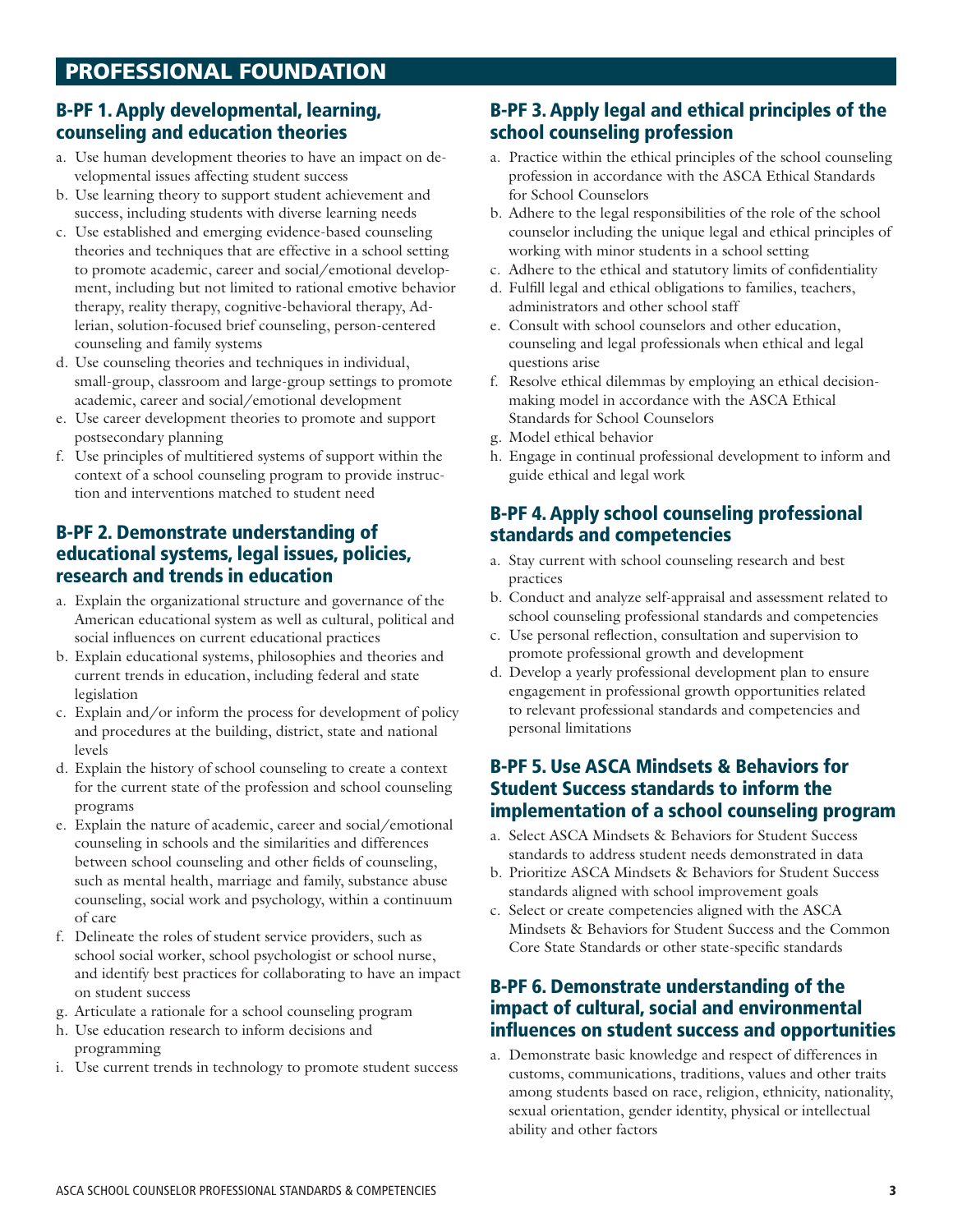# PROFESSIONAL FOUNDATION

## B-PF 1. Apply developmental, learning, counseling and education theories

a. Use human development theories to have an impact on developmental issues affecting student success
b. Use learning theory to support student achievement and success, including students with diverse learning needs
c. Use established and emerging evidence-based counseling theories and techniques that are effective in a school setting to promote academic, career and social/emotional development, including but not limited to rational emotive behavior therapy, reality therapy, cognitive-behavioral therapy, Adlerian, solution-focused brief counseling, person-centered counseling and family systems
d. Use counseling theories and techniques in individual, small-group, classroom and large-group settings to promote academic, career and social/emotional development
e. Use career development theories to promote and support postsecondary planning
f. Use principles of multitiered systems of support within the context of a school counseling program to provide instruction and interventions matched to student need

## B-PF 2. Demonstrate understanding of educational systems, legal issues, policies, research and trends in education

a. Explain the organizational structure and governance of the American educational system as well as cultural, political and social influences on current educational practices
b. Explain educational systems, philosophies and theories and current trends in education, including federal and state legislation
c. Explain and/or inform the process for development of policy and procedures at the building, district, state and national levels
d. Explain the history of school counseling to create a context for the current state of the profession and school counseling programs
e. Explain the nature of academic, career and social/emotional counseling in schools and the similarities and differences between school counseling and other fields of counseling, such as mental health, marriage and family, substance abuse counseling, social work and psychology, within a continuum of care
f. Delineate the roles of student service providers, such as school social worker, school psychologist or school nurse, and identify best practices for collaborating to have an impact on student success
g. Articulate a rationale for a school counseling program
h. Use education research to inform decisions and programming
i. Use current trends in technology to promote student success

## B-PF 3. Apply legal and ethical principles of the school counseling profession

a. Practice within the ethical principles of the school counseling profession in accordance with the ASCA Ethical Standards for School Counselors
b. Adhere to the legal responsibilities of the role of the school counselor including the unique legal and ethical principles of working with minor students in a school setting
c. Adhere to the ethical and statutory limits of confidentiality
d. Fulfill legal and ethical obligations to families, teachers, administrators and other school staff
e. Consult with school counselors and other education, counseling and legal professionals when ethical and legal questions arise
f. Resolve ethical dilemmas by employing an ethical decision-making model in accordance with the ASCA Ethical Standards for School Counselors
g. Model ethical behavior
h. Engage in continual professional development to inform and guide ethical and legal work

## B-PF 4. Apply school counseling professional standards and competencies

a. Stay current with school counseling research and best practices
b. Conduct and analyze self-appraisal and assessment related to school counseling professional standards and competencies
c. Use personal reflection, consultation and supervision to promote professional growth and development
d. Develop a yearly professional development plan to ensure engagement in professional growth opportunities related to relevant professional standards and competencies and personal limitations

## B-PF 5. Use ASCA Mindsets & Behaviors for Student Success standards to inform the implementation of a school counseling program

a. Select ASCA Mindsets & Behaviors for Student Success standards to address student needs demonstrated in data
b. Prioritize ASCA Mindsets & Behaviors for Student Success standards aligned with school improvement goals
c. Select or create competencies aligned with the ASCA Mindsets & Behaviors for Student Success and the Common Core State Standards or other state-specific standards

## B-PF 6. Demonstrate understanding of the impact of cultural, social and environmental influences on student success and opportunities

a. Demonstrate basic knowledge and respect of differences in customs, communications, traditions, values and other traits among students based on race, religion, ethnicity, nationality, sexual orientation, gender identity, physical or intellectual ability and other factors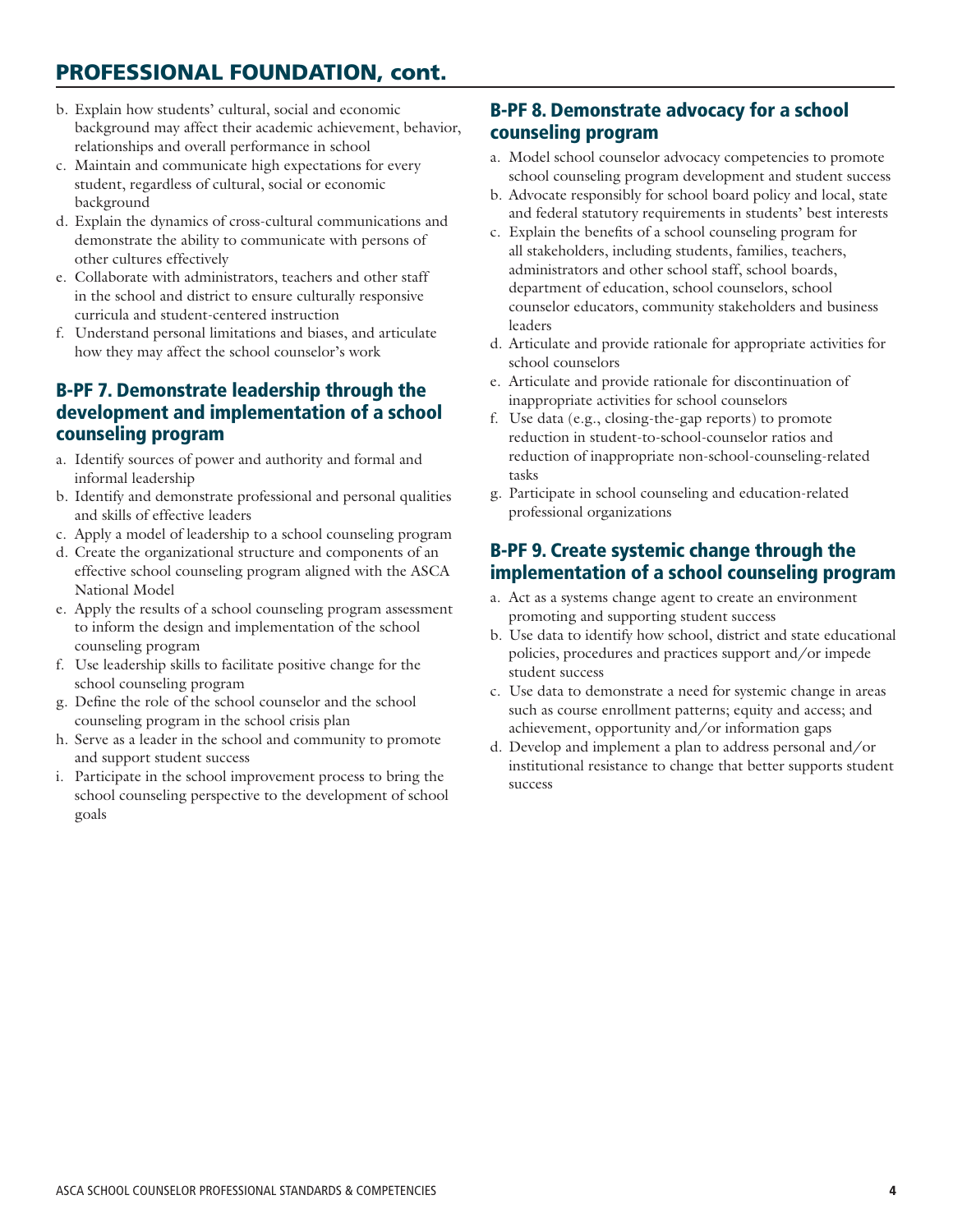## PROFESSIONAL FOUNDATION, cont.

b. Explain how students' cultural, social and economic background may affect their academic achievement, behavior, relationships and overall performance in school
c. Maintain and communicate high expectations for every student, regardless of cultural, social or economic background
d. Explain the dynamics of cross-cultural communications and demonstrate the ability to communicate with persons of other cultures effectively
e. Collaborate with administrators, teachers and other staff in the school and district to ensure culturally responsive curricula and student-centered instruction
f. Understand personal limitations and biases, and articulate how they may affect the school counselor's work

### B-PF 7. Demonstrate leadership through the development and implementation of a school counseling program

a. Identify sources of power and authority and formal and informal leadership
b. Identify and demonstrate professional and personal qualities and skills of effective leaders
c. Apply a model of leadership to a school counseling program
d. Create the organizational structure and components of an effective school counseling program aligned with the ASCA National Model
e. Apply the results of a school counseling program assessment to inform the design and implementation of the school counseling program
f. Use leadership skills to facilitate positive change for the school counseling program
g. Define the role of the school counselor and the school counseling program in the school crisis plan
h. Serve as a leader in the school and community to promote and support student success
i. Participate in the school improvement process to bring the school counseling perspective to the development of school goals

### B-PF 8. Demonstrate advocacy for a school counseling program

a. Model school counselor advocacy competencies to promote school counseling program development and student success
b. Advocate responsibly for school board policy and local, state and federal statutory requirements in students' best interests
c. Explain the benefits of a school counseling program for all stakeholders, including students, families, teachers, administrators and other school staff, school boards, department of education, school counselors, school counselor educators, community stakeholders and business leaders
d. Articulate and provide rationale for appropriate activities for school counselors
e. Articulate and provide rationale for discontinuation of inappropriate activities for school counselors
f. Use data (e.g., closing-the-gap reports) to promote reduction in student-to-school-counselor ratios and reduction of inappropriate non-school-counseling-related tasks
g. Participate in school counseling and education-related professional organizations

### B-PF 9. Create systemic change through the implementation of a school counseling program

a. Act as a systems change agent to create an environment promoting and supporting student success
b. Use data to identify how school, district and state educational policies, procedures and practices support and/or impede student success
c. Use data to demonstrate a need for systemic change in areas such as course enrollment patterns; equity and access; and achievement, opportunity and/or information gaps
d. Develop and implement a plan to address personal and/or institutional resistance to change that better supports student success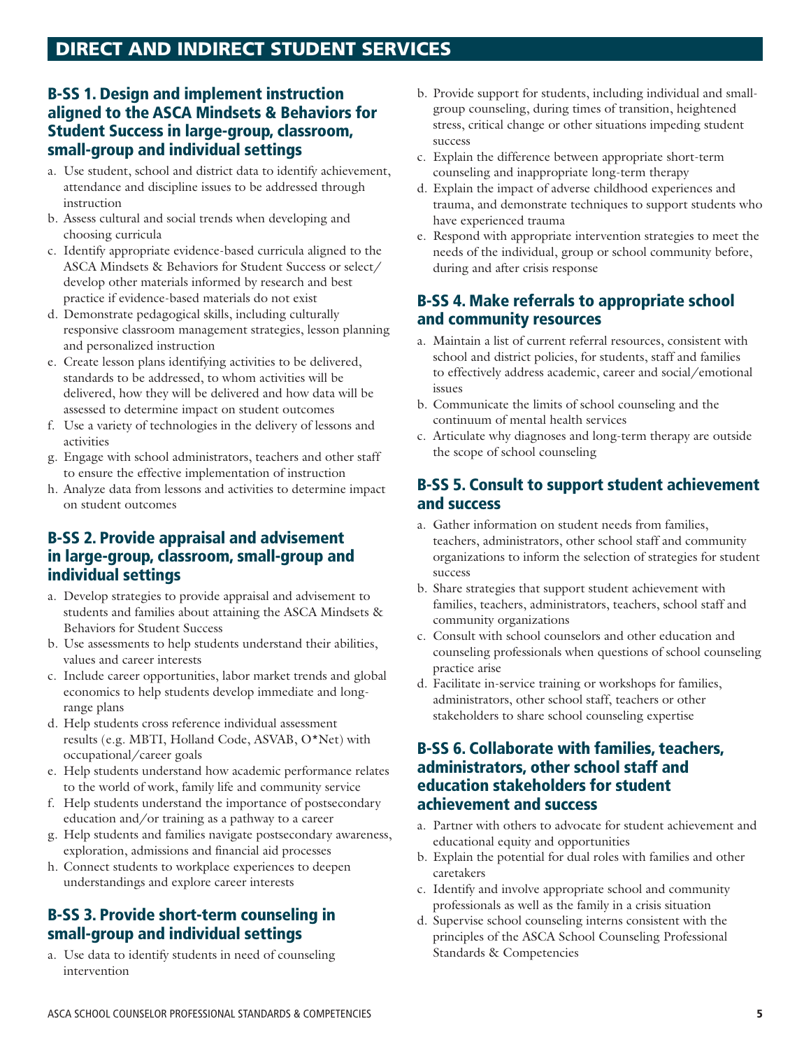# DIRECT AND INDIRECT STUDENT SERVICES

## B-SS 1. Design and implement instruction aligned to the ASCA Mindsets & Behaviors for Student Success in large-group, classroom, small-group and individual settings

a. Use student, school and district data to identify achievement, attendance and discipline issues to be addressed through instruction
b. Assess cultural and social trends when developing and choosing curricula
c. Identify appropriate evidence-based curricula aligned to the ASCA Mindsets & Behaviors for Student Success or select/develop other materials informed by research and best practice if evidence-based materials do not exist
d. Demonstrate pedagogical skills, including culturally responsive classroom management strategies, lesson planning and personalized instruction
e. Create lesson plans identifying activities to be delivered, standards to be addressed, to whom activities will be delivered, how they will be delivered and how data will be assessed to determine impact on student outcomes
f. Use a variety of technologies in the delivery of lessons and activities
g. Engage with school administrators, teachers and other staff to ensure the effective implementation of instruction
h. Analyze data from lessons and activities to determine impact on student outcomes

## B-SS 2. Provide appraisal and advisement in large-group, classroom, small-group and individual settings

a. Develop strategies to provide appraisal and advisement to students and families about attaining the ASCA Mindsets & Behaviors for Student Success
b. Use assessments to help students understand their abilities, values and career interests
c. Include career opportunities, labor market trends and global economics to help students develop immediate and long-range plans
d. Help students cross reference individual assessment results (e.g. MBTI, Holland Code, ASVAB, O*Net) with occupational/career goals
e. Help students understand how academic performance relates to the world of work, family life and community service
f. Help students understand the importance of postsecondary education and/or training as a pathway to a career
g. Help students and families navigate postsecondary awareness, exploration, admissions and financial aid processes
h. Connect students to workplace experiences to deepen understandings and explore career interests

## B-SS 3. Provide short-term counseling in small-group and individual settings

a. Use data to identify students in need of counseling intervention
b. Provide support for students, including individual and small-group counseling, during times of transition, heightened stress, critical change or other situations impeding student success
c. Explain the difference between appropriate short-term counseling and inappropriate long-term therapy
d. Explain the impact of adverse childhood experiences and trauma, and demonstrate techniques to support students who have experienced trauma
e. Respond with appropriate intervention strategies to meet the needs of the individual, group or school community before, during and after crisis response

## B-SS 4. Make referrals to appropriate school and community resources

a. Maintain a list of current referral resources, consistent with school and district policies, for students, staff and families to effectively address academic, career and social/emotional issues
b. Communicate the limits of school counseling and the continuum of mental health services
c. Articulate why diagnoses and long-term therapy are outside the scope of school counseling

## B-SS 5. Consult to support student achievement and success

a. Gather information on student needs from families, teachers, administrators, other school staff and community organizations to inform the selection of strategies for student success
b. Share strategies that support student achievement with families, teachers, administrators, teachers, school staff and community organizations
c. Consult with school counselors and other education and counseling professionals when questions of school counseling practice arise
d. Facilitate in-service training or workshops for families, administrators, other school staff, teachers or other stakeholders to share school counseling expertise

## B-SS 6. Collaborate with families, teachers, administrators, other school staff and education stakeholders for student achievement and success

a. Partner with others to advocate for student achievement and educational equity and opportunities
b. Explain the potential for dual roles with families and other caretakers
c. Identify and involve appropriate school and community professionals as well as the family in a crisis situation
d. Supervise school counseling interns consistent with the principles of the ASCA School Counseling Professional Standards & Competencies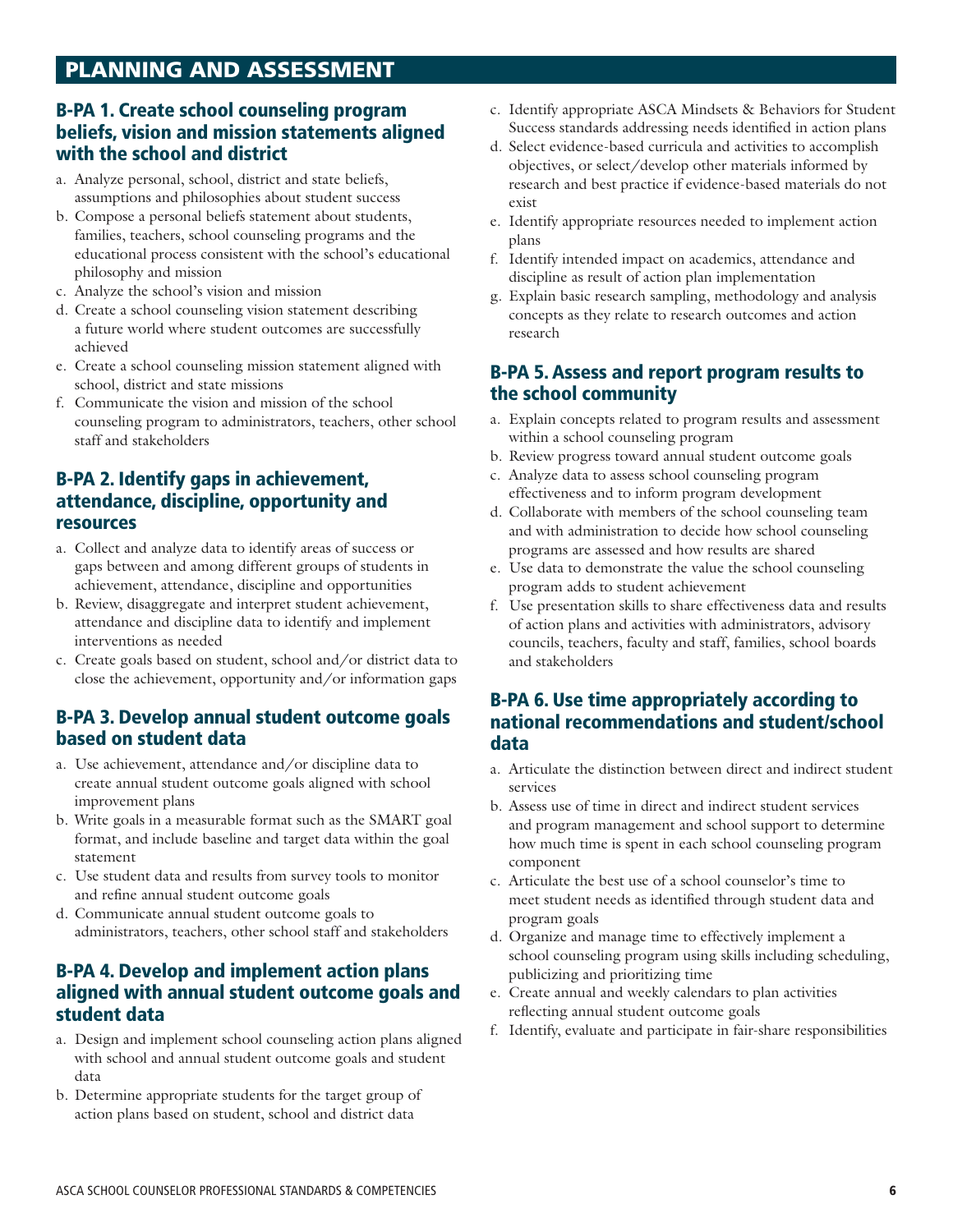# PLANNING AND ASSESSMENT

## B-PA 1. Create school counseling program beliefs, vision and mission statements aligned with the school and district

a. Analyze personal, school, district and state beliefs, assumptions and philosophies about student success
b. Compose a personal beliefs statement about students, families, teachers, school counseling programs and the educational process consistent with the school's educational philosophy and mission
c. Analyze the school's vision and mission
d. Create a school counseling vision statement describing a future world where student outcomes are successfully achieved
e. Create a school counseling mission statement aligned with school, district and state missions
f. Communicate the vision and mission of the school counseling program to administrators, teachers, other school staff and stakeholders

## B-PA 2. Identify gaps in achievement, attendance, discipline, opportunity and resources

a. Collect and analyze data to identify areas of success or gaps between and among different groups of students in achievement, attendance, discipline and opportunities
b. Review, disaggregate and interpret student achievement, attendance and discipline data to identify and implement interventions as needed
c. Create goals based on student, school and/or district data to close the achievement, opportunity and/or information gaps

## B-PA 3. Develop annual student outcome goals based on student data

a. Use achievement, attendance and/or discipline data to create annual student outcome goals aligned with school improvement plans
b. Write goals in a measurable format such as the SMART goal format, and include baseline and target data within the goal statement
c. Use student data and results from survey tools to monitor and refine annual student outcome goals
d. Communicate annual student outcome goals to administrators, teachers, other school staff and stakeholders

## B-PA 4. Develop and implement action plans aligned with annual student outcome goals and student data

a. Design and implement school counseling action plans aligned with school and annual student outcome goals and student data
b. Determine appropriate students for the target group of action plans based on student, school and district data
c. Identify appropriate ASCA Mindsets & Behaviors for Student Success standards addressing needs identified in action plans
d. Select evidence-based curricula and activities to accomplish objectives, or select/develop other materials informed by research and best practice if evidence-based materials do not exist
e. Identify appropriate resources needed to implement action plans
f. Identify intended impact on academics, attendance and discipline as result of action plan implementation
g. Explain basic research sampling, methodology and analysis concepts as they relate to research outcomes and action research

## B-PA 5. Assess and report program results to the school community

a. Explain concepts related to program results and assessment within a school counseling program
b. Review progress toward annual student outcome goals
c. Analyze data to assess school counseling program effectiveness and to inform program development
d. Collaborate with members of the school counseling team and with administration to decide how school counseling programs are assessed and how results are shared
e. Use data to demonstrate the value the school counseling program adds to student achievement
f. Use presentation skills to share effectiveness data and results of action plans and activities with administrators, advisory councils, teachers, faculty and staff, families, school boards and stakeholders

## B-PA 6. Use time appropriately according to national recommendations and student/school data

a. Articulate the distinction between direct and indirect student services
b. Assess use of time in direct and indirect student services and program management and school support to determine how much time is spent in each school counseling program component
c. Articulate the best use of a school counselor's time to meet student needs as identified through student data and program goals
d. Organize and manage time to effectively implement a school counseling program using skills including scheduling, publicizing and prioritizing time
e. Create annual and weekly calendars to plan activities reflecting annual student outcome goals
f. Identify, evaluate and participate in fair-share responsibilities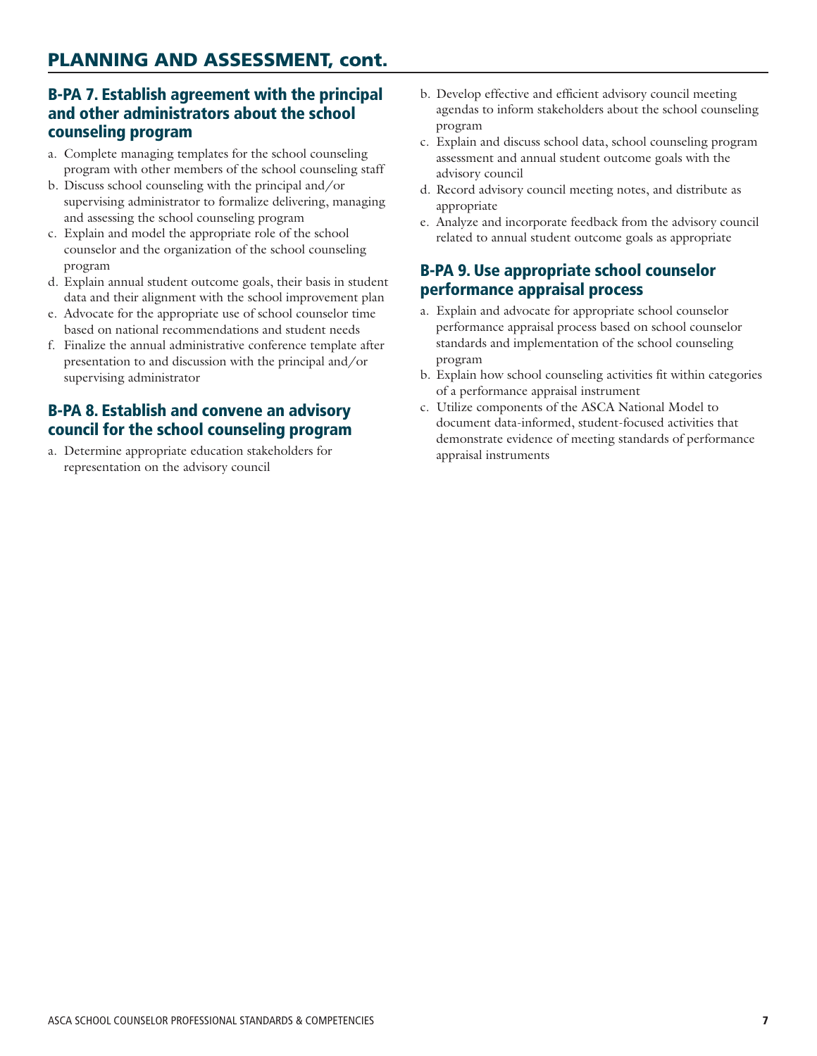## PLANNING AND ASSESSMENT, cont.

### B-PA 7. Establish agreement with the principal and other administrators about the school counseling program

a. Complete managing templates for the school counseling program with other members of the school counseling staff
b. Discuss school counseling with the principal and/or supervising administrator to formalize delivering, managing and assessing the school counseling program
c. Explain and model the appropriate role of the school counselor and the organization of the school counseling program
d. Explain annual student outcome goals, their basis in student data and their alignment with the school improvement plan
e. Advocate for the appropriate use of school counselor time based on national recommendations and student needs
f. Finalize the annual administrative conference template after presentation to and discussion with the principal and/or supervising administrator

### B-PA 8. Establish and convene an advisory council for the school counseling program

a. Determine appropriate education stakeholders for representation on the advisory council
b. Develop effective and efficient advisory council meeting agendas to inform stakeholders about the school counseling program
c. Explain and discuss school data, school counseling program assessment and annual student outcome goals with the advisory council
d. Record advisory council meeting notes, and distribute as appropriate
e. Analyze and incorporate feedback from the advisory council related to annual student outcome goals as appropriate

### B-PA 9. Use appropriate school counselor performance appraisal process

a. Explain and advocate for appropriate school counselor performance appraisal process based on school counselor standards and implementation of the school counseling program
b. Explain how school counseling activities fit within categories of a performance appraisal instrument
c. Utilize components of the ASCA National Model to document data-informed, student-focused activities that demonstrate evidence of meeting standards of performance appraisal instruments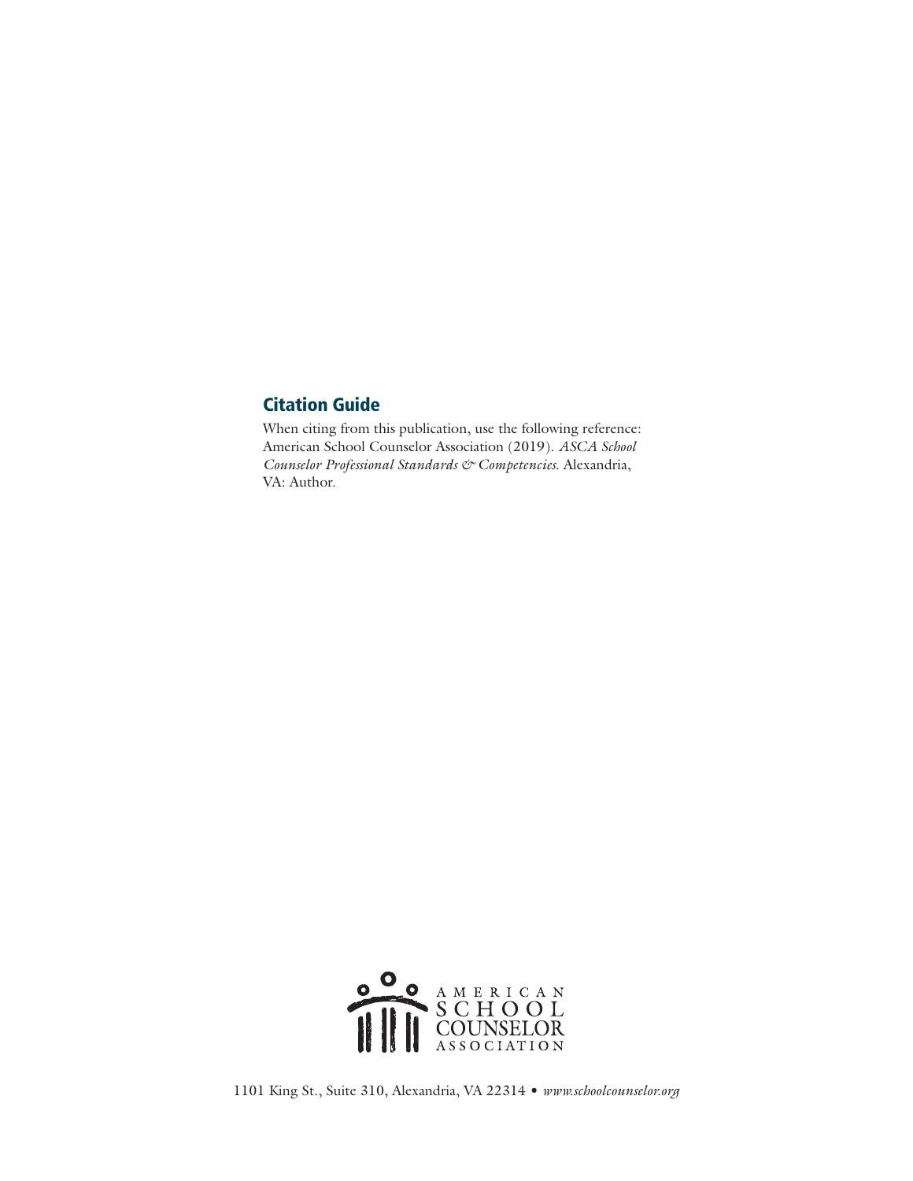## Citation Guide

When citing from this publication, use the following reference: American School Counselor Association (2019). *ASCA School Counselor Professional Standards & Competencies.* Alexandria, VA: Author.

AMERICAN SCHOOL COUNSELOR ASSOCIATION

1101 King St., Suite 310, Alexandria, VA 22314 • *www.schoolcounselor.org*